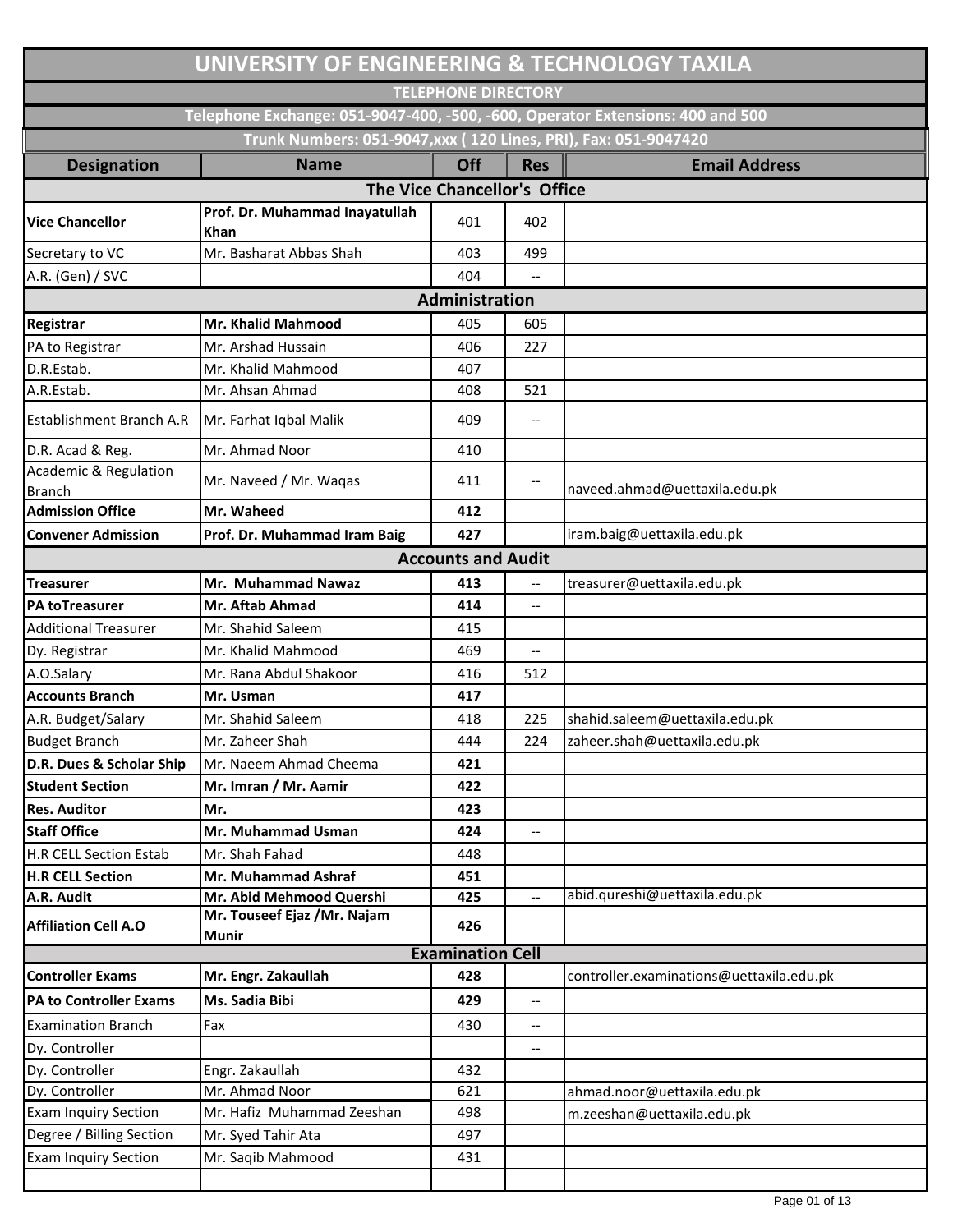# UNIVERSITY OF ENGINEERING & TECHNOLOGY TAXILA

## TELEPHONE DIRECTORY

**Telephone Exchange: 051-9047-400, -500, -600, Operator Extensions: 400 and 500**

**Trunk Numbers: 051-9047,xxx ( 120 Lines, PRI), Fax: 051-9047420**

| Designation | Name | Off | Res | Email Address |
|---|---|---|---|---|
| **The Vice Chancellor's Office** | | | | |
| **Vice Chancellor** | **Prof. Dr. Muhammad Inayatullah Khan** | 401 | 402 | |
| Secretary to VC | Mr. Basharat Abbas Shah | 403 | 499 | |
| A.R. (Gen) / SVC | | 404 | -- | |
| **Administration** | | | | |
| **Registrar** | **Mr. Khalid Mahmood** | 405 | 605 | |
| PA to Registrar | Mr. Arshad Hussain | 406 | 227 | |
| D.R.Estab. | Mr. Khalid Mahmood | 407 | | |
| A.R.Estab. | Mr. Ahsan Ahmad | 408 | 521 | |
| Establishment Branch A.R | Mr. Farhat Iqbal Malik | 409 | -- | |
| D.R. Acad & Reg. | Mr. Ahmad Noor | 410 | | |
| Academic & Regulation Branch | Mr. Naveed / Mr. Waqas | 411 | -- | naveed.ahmad@uettaxila.edu.pk |
| **Admission Office** | **Mr. Waheed** | **412** | | |
| **Convener Admission** | **Prof. Dr. Muhammad Iram Baig** | **427** | | iram.baig@uettaxila.edu.pk |
| **Accounts and Audit** | | | | |
| **Treasurer** | **Mr. Muhammad Nawaz** | **413** | -- | treasurer@uettaxila.edu.pk |
| **PA toTreasurer** | **Mr. Aftab Ahmad** | **414** | -- | |
| Additional Treasurer | Mr. Shahid Saleem | 415 | | |
| Dy. Registrar | Mr. Khalid Mahmood | 469 | -- | |
| A.O.Salary | Mr. Rana Abdul Shakoor | 416 | 512 | |
| **Accounts Branch** | **Mr. Usman** | **417** | | |
| A.R. Budget/Salary | Mr. Shahid Saleem | 418 | 225 | shahid.saleem@uettaxila.edu.pk |
| Budget Branch | Mr. Zaheer Shah | 444 | 224 | zaheer.shah@uettaxila.edu.pk |
| **D.R. Dues & Scholar Ship** | Mr. Naeem Ahmad Cheema | **421** | | |
| **Student Section** | **Mr. Imran / Mr. Aamir** | **422** | | |
| **Res. Auditor** | **Mr.** | **423** | | |
| **Staff Office** | **Mr. Muhammad Usman** | **424** | -- | |
| H.R CELL Section Estab | Mr. Shah Fahad | 448 | | |
| **H.R CELL Section** | **Mr. Muhammad Ashraf** | **451** | | |
| **A.R. Audit** | **Mr. Abid Mehmood Quershi** | **425** | -- | abid.qureshi@uettaxila.edu.pk |
| **Affiliation Cell A.O** | **Mr. Touseef Ejaz /Mr. Najam Munir** | **426** | | |
| **Examination Cell** | | | | |
| **Controller Exams** | **Mr. Engr. Zakaullah** | **428** | | controller.examinations@uettaxila.edu.pk |
| **PA to Controller Exams** | **Ms. Sadia Bibi** | **429** | -- | |
| Examination Branch | Fax | 430 | -- | |
| Dy. Controller | | | -- | |
| Dy. Controller | Engr. Zakaullah | 432 | | |
| Dy. Controller | Mr. Ahmad Noor | 621 | | ahmad.noor@uettaxila.edu.pk |
| Exam Inquiry Section | Mr. Hafiz Muhammad Zeeshan | 498 | | m.zeeshan@uettaxila.edu.pk |
| Degree / Billing Section | Mr. Syed Tahir Ata | 497 | | |
| Exam Inquiry Section | Mr. Saqib Mahmood | 431 | | |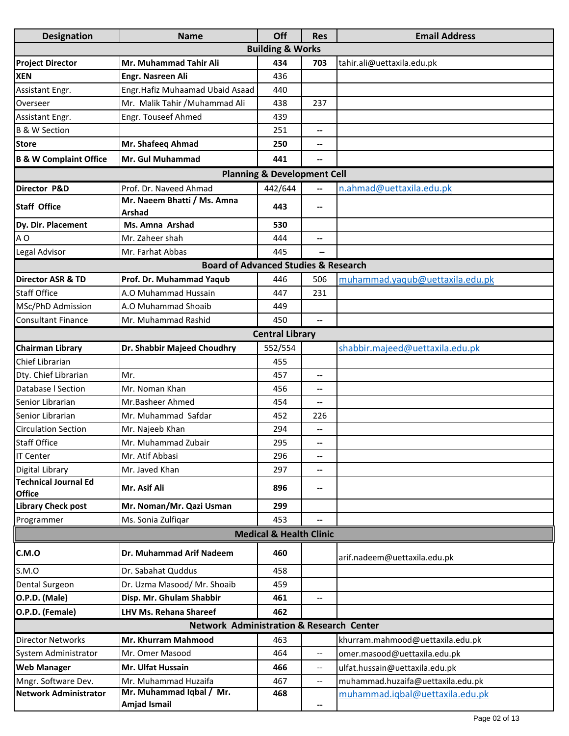| Designation | Name | Off | Res | Email Address |
|---|---|---|---|---|
| **Building & Works** | | | | |
| **Project Director** | **Mr. Muhammad Tahir Ali** | **434** | **703** | tahir.ali@uettaxila.edu.pk |
| **XEN** | **Engr. Nasreen Ali** | 436 | | |
| Assistant Engr. | Engr.Hafiz Muhaamad Ubaid Asaad | 440 | | |
| Overseer | Mr. Malik Tahir /Muhammad Ali | 438 | 237 | |
| Assistant Engr. | Engr. Touseef Ahmed | 439 | | |
| B & W Section | | 251 | -- | |
| **Store** | **Mr. Shafeeq Ahmad** | **250** | -- | |
| **B & W Complaint Office** | **Mr. Gul Muhammad** | **441** | -- | |
| **Planning & Development Cell** | | | | |
| **Director P&D** | Prof. Dr. Naveed Ahmad | 442/644 | -- | n.ahmad@uettaxila.edu.pk |
| **Staff Office** | **Mr. Naeem Bhatti / Ms. Amna Arshad** | **443** | -- | |
| **Dy. Dir. Placement** | **Ms. Amna Arshad** | **530** | | |
| A O | Mr. Zaheer shah | 444 | -- | |
| Legal Advisor | Mr. Farhat Abbas | 445 | -- | |
| **Board of Advanced Studies & Research** | | | | |
| **Director ASR & TD** | **Prof. Dr. Muhammad Yaqub** | 446 | 506 | muhammad.yaqub@uettaxila.edu.pk |
| Staff Office | A.O Muhammad Hussain | 447 | 231 | |
| MSc/PhD Admission | A.O Muhammad Shoaib | 449 | | |
| Consultant Finance | Mr. Muhammad Rashid | 450 | -- | |
| **Central Library** | | | | |
| **Chairman Library** | **Dr. Shabbir Majeed Choudhry** | 552/554 | | shabbir.majeed@uettaxila.edu.pk |
| Chief Librarian | | 455 | | |
| Dty. Chief Librarian | Mr. | 457 | -- | |
| Database l Section | Mr. Noman Khan | 456 | -- | |
| Senior Librarian | Mr.Basheer Ahmed | 454 | -- | |
| Senior Librarian | Mr. Muhammad Safdar | 452 | 226 | |
| Circulation Section | Mr. Najeeb Khan | 294 | -- | |
| Staff Office | Mr. Muhammad Zubair | 295 | -- | |
| IT Center | Mr. Atif Abbasi | 296 | -- | |
| Digital Library | Mr. Javed Khan | 297 | -- | |
| **Technical Journal Ed Office** | **Mr. Asif Ali** | **896** | -- | |
| **Library Check post** | **Mr. Noman/Mr. Qazi Usman** | **299** | | |
| Programmer | Ms. Sonia Zulfiqar | 453 | -- | |
| **Medical & Health Clinic** | | | | |
| **C.M.O** | **Dr. Muhammad Arif Nadeem** | **460** | | arif.nadeem@uettaxila.edu.pk |
| S.M.O | Dr. Sabahat Quddus | 458 | | |
| Dental Surgeon | Dr. Uzma Masood/ Mr. Shoaib | 459 | | |
| **O.P.D. (Male)** | **Disp. Mr. Ghulam Shabbir** | **461** | -- | |
| **O.P.D. (Female)** | **LHV Ms. Rehana Shareef** | **462** | | |
| **Network Administration & Research Center** | | | | |
| Director Networks | **Mr. Khurram Mahmood** | 463 | | khurram.mahmood@uettaxila.edu.pk |
| System Administrator | Mr. Omer Masood | 464 | -- | omer.masood@uettaxila.edu.pk |
| **Web Manager** | **Mr. Ulfat Hussain** | **466** | -- | ulfat.hussain@uettaxila.edu.pk |
| Mngr. Software Dev. | Mr. Muhammad Huzaifa | 467 | -- | muhammad.huzaifa@uettaxila.edu.pk |
| **Network Administrator** | **Mr. Muhammad Iqbal / Mr. Amjad Ismail** | **468** | -- | muhammad.iqbal@uettaxila.edu.pk |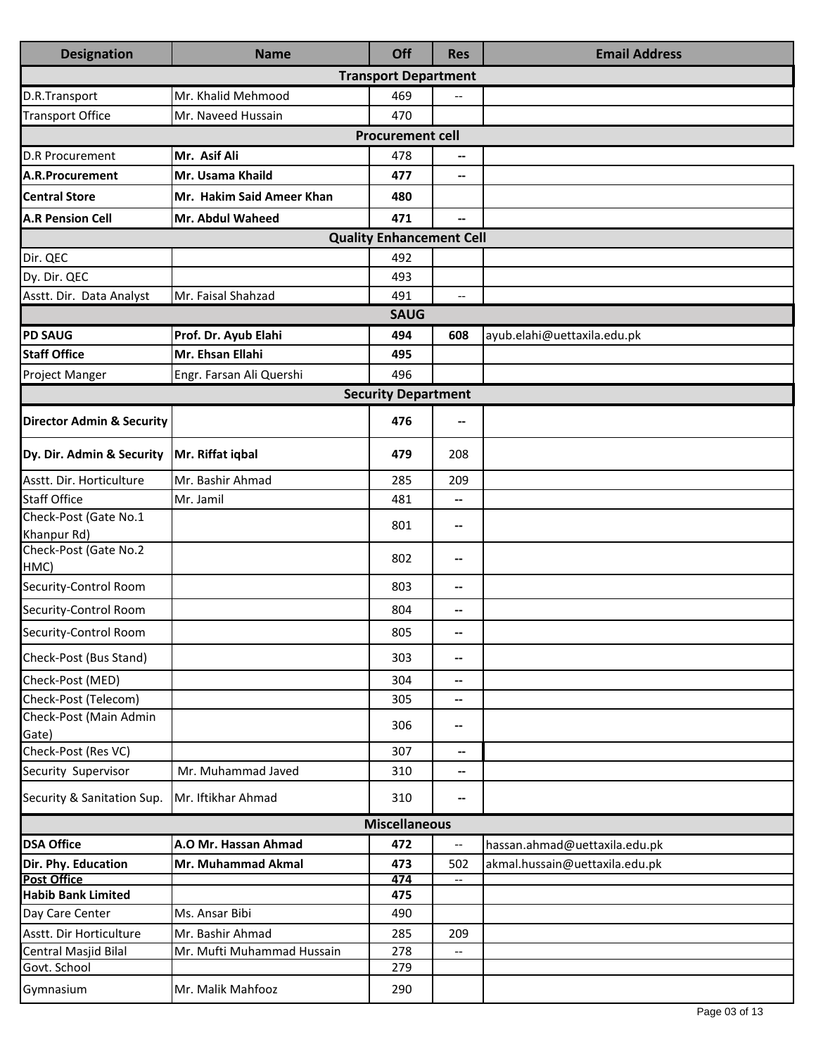| Designation | Name | Off | Res | Email Address |
|---|---|---|---|---|
| **Transport Department** | | | | |
| D.R.Transport | Mr. Khalid Mehmood | 469 | -- | |
| Transport Office | Mr. Naveed Hussain | 470 | | |
| **Procurement cell** | | | | |
| D.R Procurement | **Mr. Asif Ali** | 478 | -- | |
| **A.R.Procurement** | **Mr. Usama Khaild** | **477** | -- | |
| **Central Store** | **Mr. Hakim Said Ameer Khan** | **480** | | |
| **A.R Pension Cell** | **Mr. Abdul Waheed** | **471** | -- | |
| **Quality Enhancement Cell** | | | | |
| Dir. QEC | | 492 | | |
| Dy. Dir. QEC | | 493 | | |
| Asstt. Dir. Data Analyst | Mr. Faisal Shahzad | 491 | -- | |
| **SAUG** | | | | |
| **PD SAUG** | **Prof. Dr. Ayub Elahi** | **494** | **608** | ayub.elahi@uettaxila.edu.pk |
| **Staff Office** | **Mr. Ehsan Ellahi** | **495** | | |
| Project Manger | Engr. Farsan Ali Quershi | 496 | | |
| **Security Department** | | | | |
| **Director Admin & Security** | | **476** | -- | |
| **Dy. Dir. Admin & Security** | **Mr. Riffat iqbal** | **479** | 208 | |
| Asstt. Dir. Horticulture | Mr. Bashir Ahmad | 285 | 209 | |
| Staff Office | Mr. Jamil | 481 | -- | |
| Check-Post (Gate No.1 Khanpur Rd) | | 801 | -- | |
| Check-Post (Gate No.2 HMC) | | 802 | -- | |
| Security-Control Room | | 803 | -- | |
| Security-Control Room | | 804 | -- | |
| Security-Control Room | | 805 | -- | |
| Check-Post (Bus Stand) | | 303 | -- | |
| Check-Post (MED) | | 304 | -- | |
| Check-Post (Telecom) | | 305 | -- | |
| Check-Post (Main Admin Gate) | | 306 | -- | |
| Check-Post (Res VC) | | 307 | -- | |
| Security Supervisor | Mr. Muhammad Javed | 310 | -- | |
| Security & Sanitation Sup. | Mr. Iftikhar Ahmad | 310 | -- | |
| **Miscellaneous** | | | | |
| **DSA Office** | **A.O Mr. Hassan Ahmad** | **472** | -- | hassan.ahmad@uettaxila.edu.pk |
| **Dir. Phy. Education** | **Mr. Muhammad Akmal** | **473** | 502 | akmal.hussain@uettaxila.edu.pk |
| **Post Office** | | **474** | -- | |
| **Habib Bank Limited** | | **475** | | |
| Day Care Center | Ms. Ansar Bibi | 490 | | |
| Asstt. Dir Horticulture | Mr. Bashir Ahmad | 285 | 209 | |
| Central Masjid Bilal | Mr. Mufti Muhammad Hussain | 278 | -- | |
| Govt. School | | 279 | | |
| Gymnasium | Mr. Malik Mahfooz | 290 | | |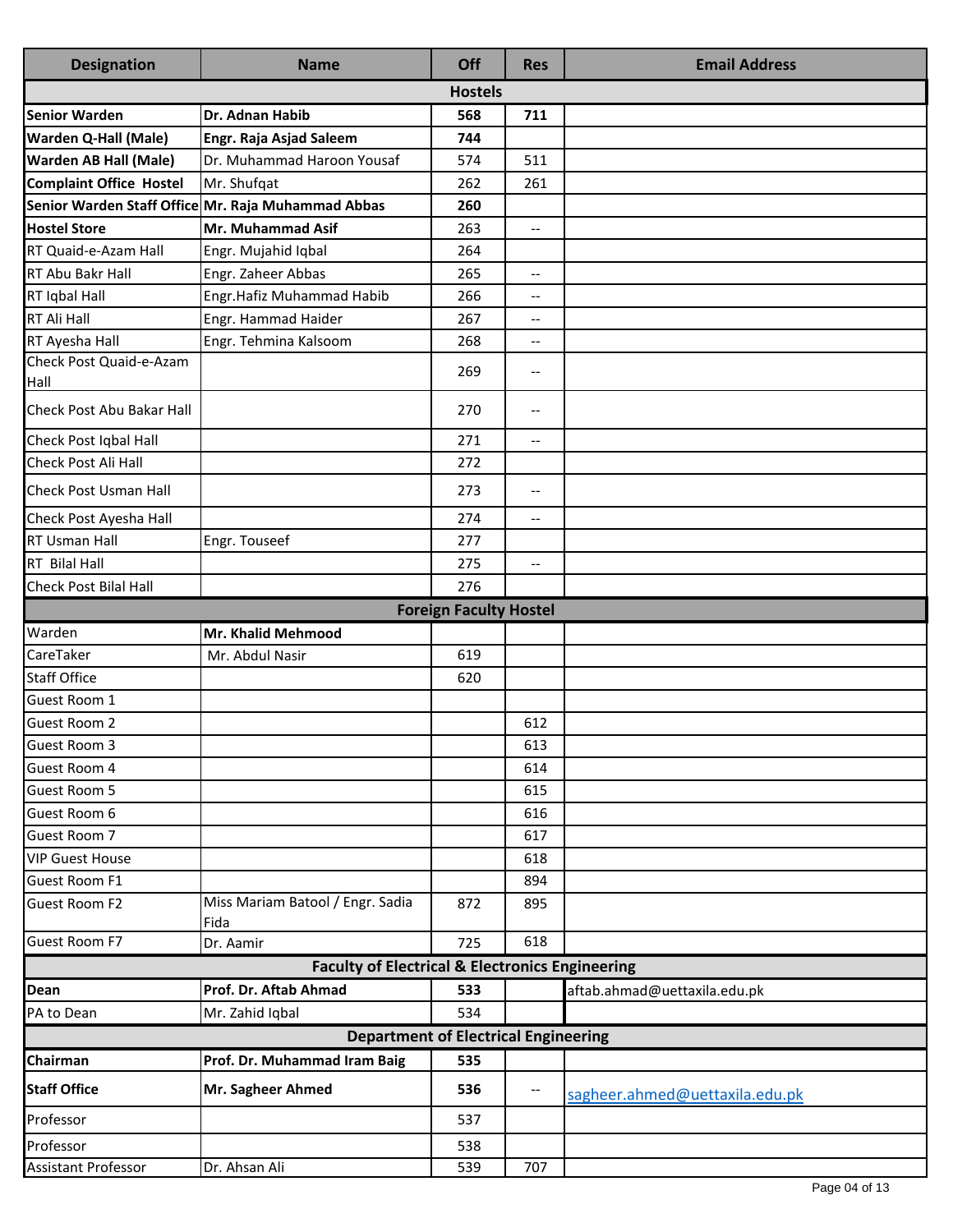| Designation | Name | Off | Res | Email Address |
|---|---|---|---|---|
| **Hostels** | | | | |
| **Senior Warden** | **Dr. Adnan Habib** | **568** | **711** | |
| **Warden Q-Hall (Male)** | **Engr. Raja Asjad Saleem** | **744** | | |
| **Warden AB Hall (Male)** | Dr. Muhammad Haroon Yousaf | 574 | 511 | |
| **Complaint Office Hostel** | Mr. Shufqat | 262 | 261 | |
| **Senior Warden Staff Office** | **Mr. Raja Muhammad Abbas** | **260** | | |
| **Hostel Store** | **Mr. Muhammad Asif** | 263 | -- | |
| RT Quaid-e-Azam Hall | Engr. Mujahid Iqbal | 264 | | |
| RT Abu Bakr Hall | Engr. Zaheer Abbas | 265 | -- | |
| RT Iqbal Hall | Engr.Hafiz Muhammad Habib | 266 | -- | |
| RT Ali Hall | Engr. Hammad Haider | 267 | -- | |
| RT Ayesha Hall | Engr. Tehmina Kalsoom | 268 | -- | |
| Check Post Quaid-e-Azam Hall | | 269 | -- | |
| Check Post Abu Bakar Hall | | 270 | -- | |
| Check Post Iqbal Hall | | 271 | -- | |
| Check Post Ali Hall | | 272 | | |
| Check Post Usman Hall | | 273 | -- | |
| Check Post Ayesha Hall | | 274 | -- | |
| RT Usman Hall | Engr. Touseef | 277 | | |
| RT Bilal Hall | | 275 | -- | |
| Check Post Bilal Hall | | 276 | | |
| **Foreign Faculty Hostel** | | | | |
| Warden | **Mr. Khalid Mehmood** | | | |
| CareTaker | Mr. Abdul Nasir | 619 | | |
| Staff Office | | 620 | | |
| Guest Room 1 | | | | |
| Guest Room 2 | | | 612 | |
| Guest Room 3 | | | 613 | |
| Guest Room 4 | | | 614 | |
| Guest Room 5 | | | 615 | |
| Guest Room 6 | | | 616 | |
| Guest Room 7 | | | 617 | |
| VIP Guest House | | | 618 | |
| Guest Room F1 | | | 894 | |
| Guest Room F2 | Miss Mariam Batool / Engr. Sadia Fida | 872 | 895 | |
| Guest Room F7 | Dr. Aamir | 725 | 618 | |
| **Faculty of Electrical & Electronics Engineering** | | | | |
| **Dean** | **Prof. Dr. Aftab Ahmad** | **533** | | aftab.ahmad@uettaxila.edu.pk |
| PA to Dean | Mr. Zahid Iqbal | 534 | | |
| **Department of Electrical Engineering** | | | | |
| **Chairman** | **Prof. Dr. Muhammad Iram Baig** | **535** | | |
| **Staff Office** | **Mr. Sagheer Ahmed** | **536** | -- | sagheer.ahmed@uettaxila.edu.pk |
| Professor | | 537 | | |
| Professor | | 538 | | |
| Assistant Professor | Dr. Ahsan Ali | 539 | 707 | |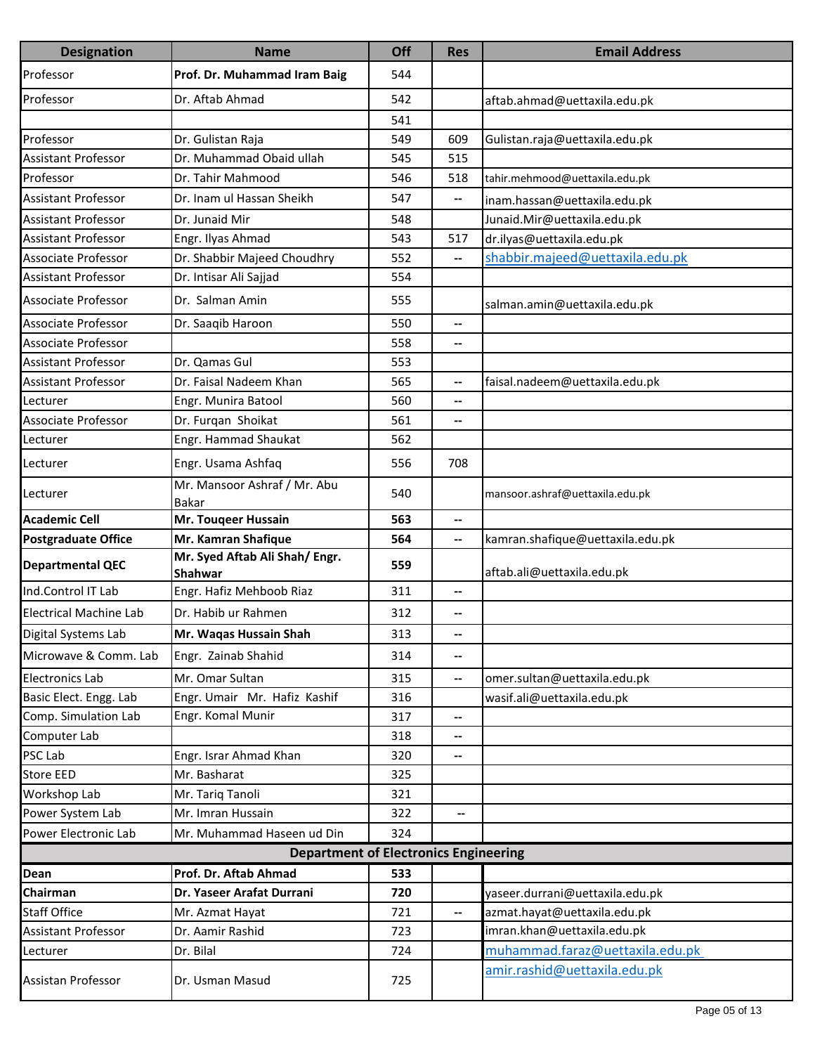| Designation | Name | Off | Res | Email Address |
|---|---|---|---|---|
| Professor | **Prof. Dr. Muhammad Iram Baig** | 544 | | |
| Professor | Dr. Aftab Ahmad | 542 | | aftab.ahmad@uettaxila.edu.pk |
| | | 541 | | |
| Professor | Dr. Gulistan Raja | 549 | 609 | Gulistan.raja@uettaxila.edu.pk |
| Assistant Professor | Dr. Muhammad Obaid ullah | 545 | 515 | |
| Professor | Dr. Tahir Mahmood | 546 | 518 | tahir.mehmood@uettaxila.edu.pk |
| Assistant Professor | Dr. Inam ul Hassan Sheikh | 547 | -- | inam.hassan@uettaxila.edu.pk |
| Assistant Professor | Dr. Junaid Mir | 548 | | Junaid.Mir@uettaxila.edu.pk |
| Assistant Professor | Engr. Ilyas Ahmad | 543 | 517 | dr.ilyas@uettaxila.edu.pk |
| Associate Professor | Dr. Shabbir Majeed Choudhry | 552 | -- | shabbir.majeed@uettaxila.edu.pk |
| Assistant Professor | Dr. Intisar Ali Sajjad | 554 | | |
| Associate Professor | Dr. Salman Amin | 555 | | salman.amin@uettaxila.edu.pk |
| Associate Professor | Dr. Saaqib Haroon | 550 | -- | |
| Associate Professor | | 558 | -- | |
| Assistant Professor | Dr. Qamas Gul | 553 | | |
| Assistant Professor | Dr. Faisal Nadeem Khan | 565 | -- | faisal.nadeem@uettaxila.edu.pk |
| Lecturer | Engr. Munira Batool | 560 | -- | |
| Associate Professor | Dr. Furqan Shoikat | 561 | -- | |
| Lecturer | Engr. Hammad Shaukat | 562 | | |
| Lecturer | Engr. Usama Ashfaq | 556 | 708 | |
| Lecturer | Mr. Mansoor Ashraf / Mr. Abu Bakar | 540 | | mansoor.ashraf@uettaxila.edu.pk |
| **Academic Cell** | **Mr. Touqeer Hussain** | **563** | -- | |
| **Postgraduate Office** | **Mr. Kamran Shafique** | **564** | -- | kamran.shafique@uettaxila.edu.pk |
| **Departmental QEC** | **Mr. Syed Aftab Ali Shah/ Engr. Shahwar** | **559** | | aftab.ali@uettaxila.edu.pk |
| Ind.Control IT Lab | Engr. Hafiz Mehboob Riaz | 311 | -- | |
| Electrical Machine Lab | Dr. Habib ur Rahmen | 312 | -- | |
| Digital Systems Lab | **Mr. Waqas Hussain Shah** | 313 | -- | |
| Microwave & Comm. Lab | Engr. Zainab Shahid | 314 | -- | |
| Electronics Lab | Mr. Omar Sultan | 315 | -- | omer.sultan@uettaxila.edu.pk |
| Basic Elect. Engg. Lab | Engr. Umair Mr. Hafiz Kashif | 316 | | wasif.ali@uettaxila.edu.pk |
| Comp. Simulation Lab | Engr. Komal Munir | 317 | -- | |
| Computer Lab | | 318 | -- | |
| PSC Lab | Engr. Israr Ahmad Khan | 320 | -- | |
| Store EED | Mr. Basharat | 325 | | |
| Workshop Lab | Mr. Tariq Tanoli | 321 | | |
| Power System Lab | Mr. Imran Hussain | 322 | -- | |
| Power Electronic Lab | Mr. Muhammad Haseen ud Din | 324 | | |
| **Department of Electronics Engineering** | | | | |
| **Dean** | **Prof. Dr. Aftab Ahmad** | **533** | | |
| **Chairman** | **Dr. Yaseer Arafat Durrani** | **720** | | yaseer.durrani@uettaxila.edu.pk |
| Staff Office | Mr. Azmat Hayat | 721 | -- | azmat.hayat@uettaxila.edu.pk |
| Assistant Professor | Dr. Aamir Rashid | 723 | | imran.khan@uettaxila.edu.pk |
| Lecturer | Dr. Bilal | 724 | | muhammad.faraz@uettaxila.edu.pk |
| Assistan Professor | Dr. Usman Masud | 725 | | amir.rashid@uettaxila.edu.pk |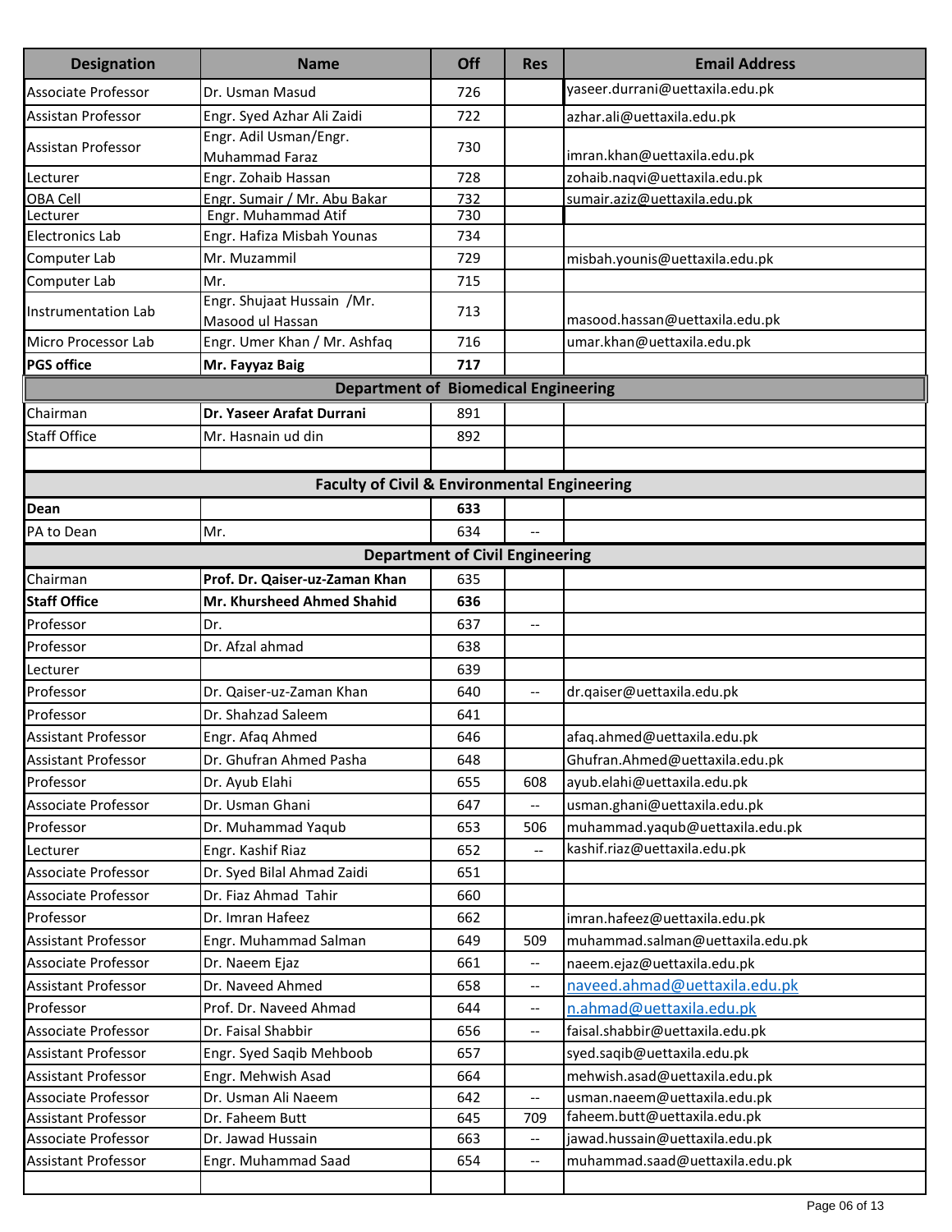| Designation | Name | Off | Res | Email Address |
|---|---|---|---|---|
| Associate Professor | Dr. Usman Masud | 726 | | yaseer.durrani@uettaxila.edu.pk |
| Assistan Professor | Engr. Syed Azhar Ali Zaidi | 722 | | azhar.ali@uettaxila.edu.pk |
| Assistan Professor | Engr. Adil Usman/Engr. Muhammad Faraz | 730 | | imran.khan@uettaxila.edu.pk |
| Lecturer | Engr. Zohaib Hassan | 728 | | zohaib.naqvi@uettaxila.edu.pk |
| OBA Cell | Engr. Sumair / Mr. Abu Bakar | 732 | | sumair.aziz@uettaxila.edu.pk |
| Lecturer | Engr. Muhammad Atif | 730 | | |
| Electronics Lab | Engr. Hafiza Misbah Younas | 734 | | |
| Computer Lab | Mr. Muzammil | 729 | | misbah.younis@uettaxila.edu.pk |
| Computer Lab | Mr. | 715 | | |
| Instrumentation Lab | Engr. Shujaat Hussain /Mr. Masood ul Hassan | 713 | | masood.hassan@uettaxila.edu.pk |
| Micro Processor Lab | Engr. Umer Khan / Mr. Ashfaq | 716 | | umar.khan@uettaxila.edu.pk |
| **PGS office** | **Mr. Fayyaz Baig** | **717** | | |
| **Department of Biomedical Engineering** | | | | |
| Chairman | **Dr. Yaseer Arafat Durrani** | 891 | | |
| Staff Office | Mr. Hasnain ud din | 892 | | |
| | | | | |
| **Faculty of Civil & Environmental Engineering** | | | | |
| **Dean** | | **633** | | |
| PA to Dean | Mr. | 634 | -- | |
| **Department of Civil Engineering** | | | | |
| Chairman | **Prof. Dr. Qaiser-uz-Zaman Khan** | 635 | | |
| **Staff Office** | **Mr. Khursheed Ahmed Shahid** | **636** | | |
| Professor | Dr. | 637 | -- | |
| Professor | Dr. Afzal ahmad | 638 | | |
| Lecturer | | 639 | | |
| Professor | Dr. Qaiser-uz-Zaman Khan | 640 | -- | dr.qaiser@uettaxila.edu.pk |
| Professor | Dr. Shahzad Saleem | 641 | | |
| Assistant Professor | Engr. Afaq Ahmed | 646 | | afaq.ahmed@uettaxila.edu.pk |
| Assistant Professor | Dr. Ghufran Ahmed Pasha | 648 | | Ghufran.Ahmed@uettaxila.edu.pk |
| Professor | Dr. Ayub Elahi | 655 | 608 | ayub.elahi@uettaxila.edu.pk |
| Associate Professor | Dr. Usman Ghani | 647 | -- | usman.ghani@uettaxila.edu.pk |
| Professor | Dr. Muhammad Yaqub | 653 | 506 | muhammad.yaqub@uettaxila.edu.pk |
| Lecturer | Engr. Kashif Riaz | 652 | -- | kashif.riaz@uettaxila.edu.pk |
| Associate Professor | Dr. Syed Bilal Ahmad Zaidi | 651 | | |
| Associate Professor | Dr. Fiaz Ahmad Tahir | 660 | | |
| Professor | Dr. Imran Hafeez | 662 | | imran.hafeez@uettaxila.edu.pk |
| Assistant Professor | Engr. Muhammad Salman | 649 | 509 | muhammad.salman@uettaxila.edu.pk |
| Associate Professor | Dr. Naeem Ejaz | 661 | -- | naeem.ejaz@uettaxila.edu.pk |
| Assistant Professor | Dr. Naveed Ahmed | 658 | -- | naveed.ahmad@uettaxila.edu.pk |
| Professor | Prof. Dr. Naveed Ahmad | 644 | -- | n.ahmad@uettaxila.edu.pk |
| Associate Professor | Dr. Faisal Shabbir | 656 | -- | faisal.shabbir@uettaxila.edu.pk |
| Assistant Professor | Engr. Syed Saqib Mehboob | 657 | | syed.saqib@uettaxila.edu.pk |
| Assistant Professor | Engr. Mehwish Asad | 664 | | mehwish.asad@uettaxila.edu.pk |
| Associate Professor | Dr. Usman Ali Naeem | 642 | -- | usman.naeem@uettaxila.edu.pk |
| Assistant Professor | Dr. Faheem Butt | 645 | 709 | faheem.butt@uettaxila.edu.pk |
| Associate Professor | Dr. Jawad Hussain | 663 | -- | jawad.hussain@uettaxila.edu.pk |
| Assistant Professor | Engr. Muhammad Saad | 654 | -- | muhammad.saad@uettaxila.edu.pk |
| | | | | |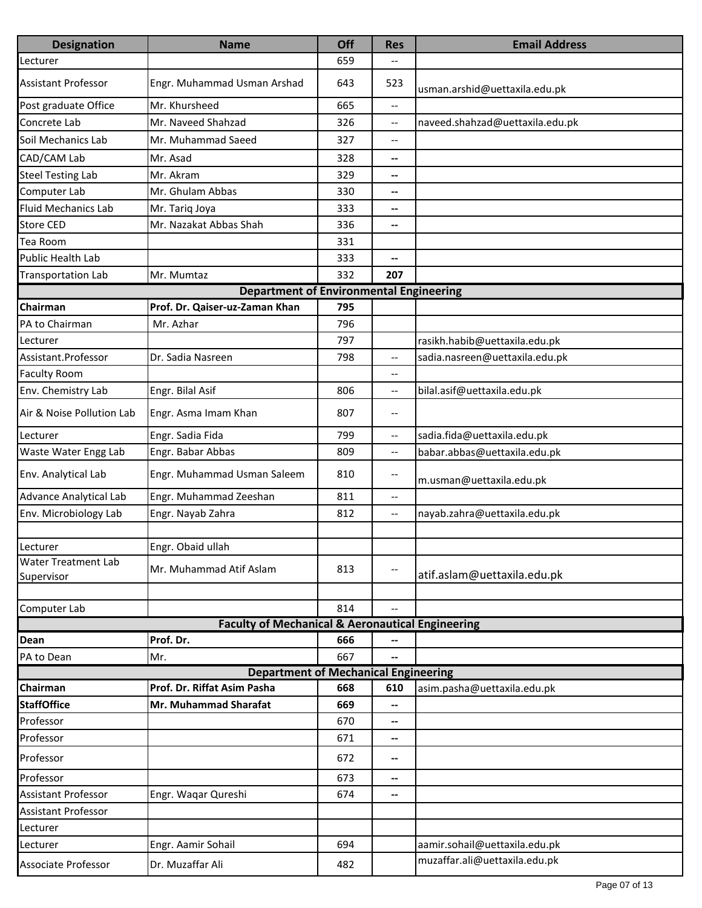| Designation | Name | Off | Res | Email Address |
|---|---|---|---|---|
| Lecturer | | 659 | -- | |
| Assistant Professor | Engr. Muhammad Usman Arshad | 643 | 523 | usman.arshid@uettaxila.edu.pk |
| Post graduate Office | Mr. Khursheed | 665 | -- | |
| Concrete Lab | Mr. Naveed Shahzad | 326 | -- | naveed.shahzad@uettaxila.edu.pk |
| Soil Mechanics Lab | Mr. Muhammad Saeed | 327 | -- | |
| CAD/CAM Lab | Mr. Asad | 328 | -- | |
| Steel Testing Lab | Mr. Akram | 329 | -- | |
| Computer Lab | Mr. Ghulam Abbas | 330 | -- | |
| Fluid Mechanics Lab | Mr. Tariq Joya | 333 | -- | |
| Store CED | Mr. Nazakat Abbas Shah | 336 | -- | |
| Tea Room | | 331 | | |
| Public Health Lab | | 333 | -- | |
| Transportation Lab | Mr. Mumtaz | 332 | **207** | |
| **Department of Environmental Engineering** | | | | |
| **Chairman** | **Prof. Dr. Qaiser-uz-Zaman Khan** | **795** | | |
| PA to Chairman | Mr. Azhar | 796 | | |
| Lecturer | | 797 | | rasikh.habib@uettaxila.edu.pk |
| Assistant.Professor | Dr. Sadia Nasreen | 798 | -- | sadia.nasreen@uettaxila.edu.pk |
| Faculty Room | | | -- | |
| Env. Chemistry Lab | Engr. Bilal Asif | 806 | -- | bilal.asif@uettaxila.edu.pk |
| Air & Noise Pollution Lab | Engr. Asma Imam Khan | 807 | -- | |
| Lecturer | Engr. Sadia Fida | 799 | -- | sadia.fida@uettaxila.edu.pk |
| Waste Water Engg Lab | Engr. Babar Abbas | 809 | -- | babar.abbas@uettaxila.edu.pk |
| Env. Analytical Lab | Engr. Muhammad Usman Saleem | 810 | -- | m.usman@uettaxila.edu.pk |
| Advance Analytical Lab | Engr. Muhammad Zeeshan | 811 | -- | |
| Env. Microbiology Lab | Engr. Nayab Zahra | 812 | -- | nayab.zahra@uettaxila.edu.pk |
| | | | | |
| Lecturer | Engr. Obaid ullah | | | |
| Water Treatment Lab Supervisor | Mr. Muhammad Atif Aslam | 813 | -- | atif.aslam@uettaxila.edu.pk |
| | | | | |
| Computer Lab | | 814 | -- | |
| **Faculty of Mechanical & Aeronautical Engineering** | | | | |
| **Dean** | **Prof. Dr.** | **666** | -- | |
| PA to Dean | Mr. | 667 | -- | |
| **Department of Mechanical Engineering** | | | | |
| **Chairman** | **Prof. Dr. Riffat Asim Pasha** | **668** | **610** | asim.pasha@uettaxila.edu.pk |
| **StaffOffice** | **Mr. Muhammad Sharafat** | **669** | -- | |
| Professor | | 670 | -- | |
| Professor | | 671 | -- | |
| Professor | | 672 | -- | |
| Professor | | 673 | -- | |
| Assistant Professor | Engr. Waqar Qureshi | 674 | -- | |
| Assistant Professor | | | | |
| Lecturer | | | | |
| Lecturer | Engr. Aamir Sohail | 694 | | aamir.sohail@uettaxila.edu.pk |
| Associate Professor | Dr. Muzaffar Ali | 482 | | muzaffar.ali@uettaxila.edu.pk |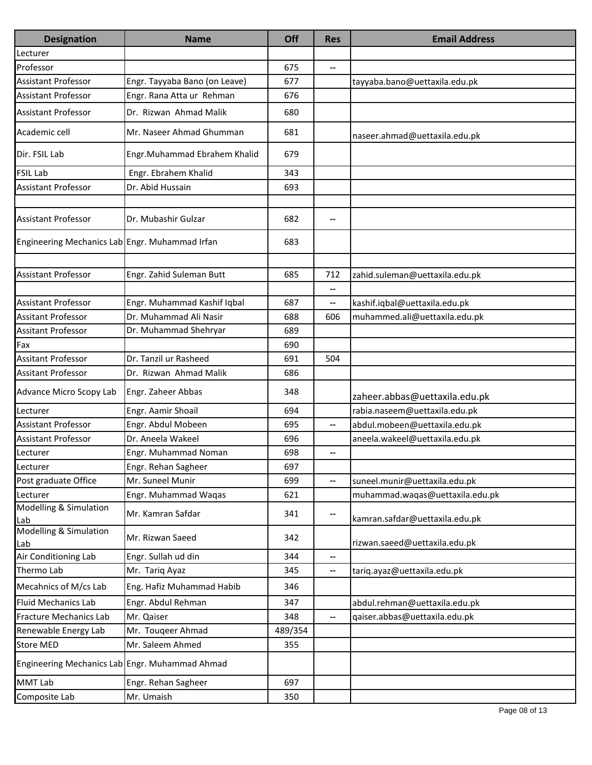| Designation | Name | Off | Res | Email Address |
|---|---|---|---|---|
| Lecturer | | | | |
| Professor | | 675 | -- | |
| Assistant Professor | Engr. Tayyaba Bano (on Leave) | 677 | | tayyaba.bano@uettaxila.edu.pk |
| Assistant Professor | Engr. Rana Atta ur Rehman | 676 | | |
| Assistant Professor | Dr. Rizwan Ahmad Malik | 680 | | |
| Academic cell | Mr. Naseer Ahmad Ghumman | 681 | | naseer.ahmad@uettaxila.edu.pk |
| Dir. FSIL Lab | Engr.Muhammad Ebrahem Khalid | 679 | | |
| FSIL Lab | Engr. Ebrahem Khalid | 343 | | |
| Assistant Professor | Dr. Abid Hussain | 693 | | |
| | | | | |
| Assistant Professor | Dr. Mubashir Gulzar | 682 | -- | |
| Engineering Mechanics Lab | Engr. Muhammad Irfan | 683 | | |
| | | | | |
| Assistant Professor | Engr. Zahid Suleman Butt | 685 | 712 | zahid.suleman@uettaxila.edu.pk |
| | | | -- | |
| Assistant Professor | Engr. Muhammad Kashif Iqbal | 687 | -- | kashif.iqbal@uettaxila.edu.pk |
| Assitant Professor | Dr. Muhammad Ali Nasir | 688 | 606 | muhammed.ali@uettaxila.edu.pk |
| Assitant Professor | Dr. Muhammad Shehryar | 689 | | |
| Fax | | 690 | | |
| Assitant Professor | Dr. Tanzil ur Rasheed | 691 | 504 | |
| Assitant Professor | Dr. Rizwan Ahmad Malik | 686 | | |
| Advance Micro Scopy Lab | Engr. Zaheer Abbas | 348 | | zaheer.abbas@uettaxila.edu.pk |
| Lecturer | Engr. Aamir Shoail | 694 | | rabia.naseem@uettaxila.edu.pk |
| Assistant Professor | Engr. Abdul Mobeen | 695 | -- | abdul.mobeen@uettaxila.edu.pk |
| Assistant Professor | Dr. Aneela Wakeel | 696 | | aneela.wakeel@uettaxila.edu.pk |
| Lecturer | Engr. Muhammad Noman | 698 | -- | |
| Lecturer | Engr. Rehan Sagheer | 697 | | |
| Post graduate Office | Mr. Suneel Munir | 699 | -- | suneel.munir@uettaxila.edu.pk |
| Lecturer | Engr. Muhammad Waqas | 621 | | muhammad.waqas@uettaxila.edu.pk |
| Modelling & Simulation Lab | Mr. Kamran Safdar | 341 | -- | kamran.safdar@uettaxila.edu.pk |
| Modelling & Simulation Lab | Mr. Rizwan Saeed | 342 | | rizwan.saeed@uettaxila.edu.pk |
| Air Conditioning Lab | Engr. Sullah ud din | 344 | -- | |
| Thermo Lab | Mr. Tariq Ayaz | 345 | -- | tariq.ayaz@uettaxila.edu.pk |
| Mecahnics of M/cs Lab | Eng. Hafiz Muhammad Habib | 346 | | |
| Fluid Mechanics Lab | Engr. Abdul Rehman | 347 | | abdul.rehman@uettaxila.edu.pk |
| Fracture Mechanics Lab | Mr. Qaiser | 348 | -- | qaiser.abbas@uettaxila.edu.pk |
| Renewable Energy Lab | Mr. Touqeer Ahmad | 489/354 | | |
| Store MED | Mr. Saleem Ahmed | 355 | | |
| Engineering Mechanics Lab | Engr. Muhammad Ahmad | | | |
| MMT Lab | Engr. Rehan Sagheer | 697 | | |
| Composite Lab | Mr. Umaish | 350 | | |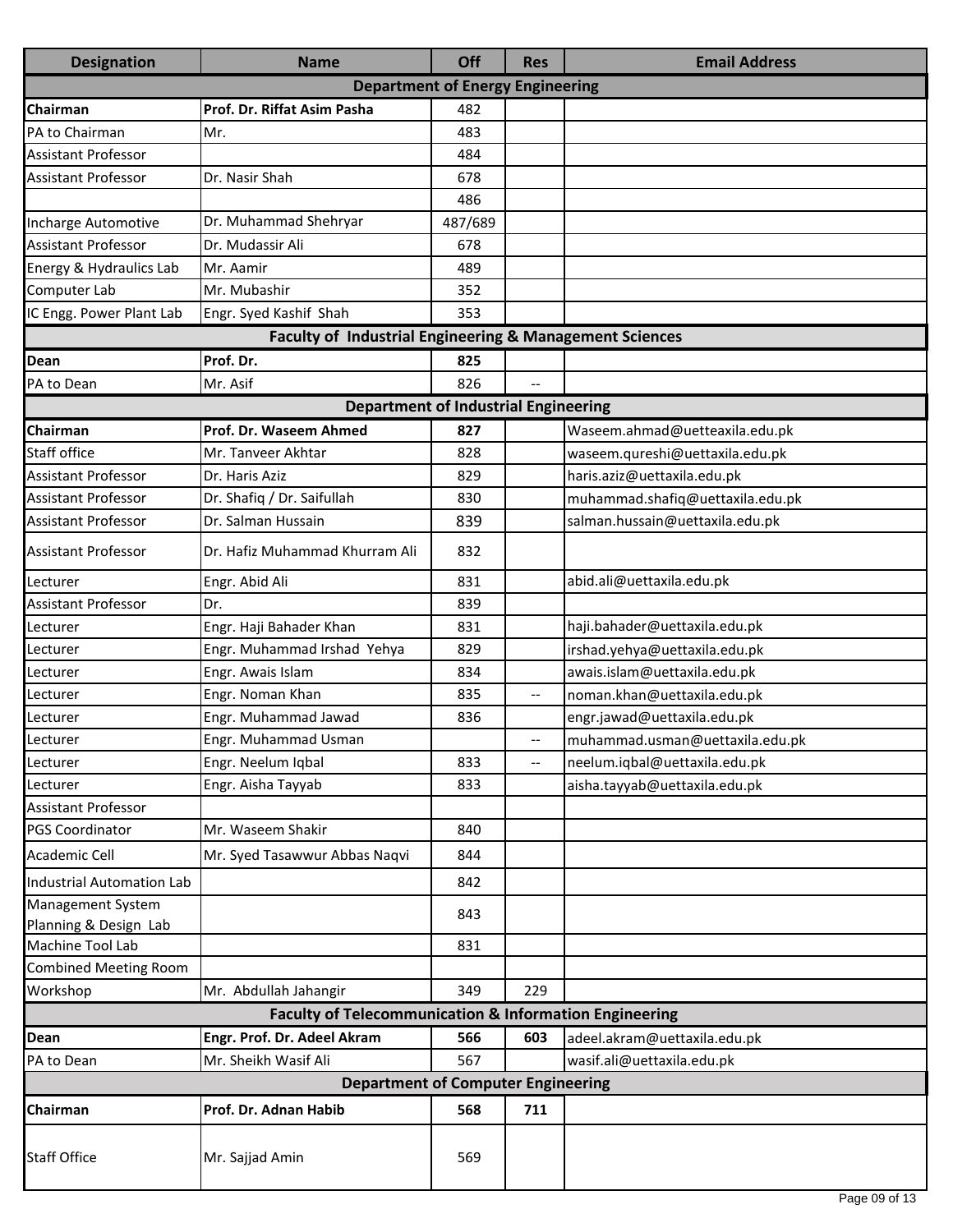| Designation | Name | Off | Res | Email Address |
|---|---|---|---|---|
| **Department of Energy Engineering** | | | | |
| **Chairman** | **Prof. Dr. Riffat Asim Pasha** | 482 | | |
| PA to Chairman | Mr. | 483 | | |
| Assistant Professor | | 484 | | |
| Assistant Professor | Dr. Nasir Shah | 678 | | |
| | | 486 | | |
| Incharge Automotive | Dr. Muhammad Shehryar | 487/689 | | |
| Assistant Professor | Dr. Mudassir Ali | 678 | | |
| Energy & Hydraulics Lab | Mr. Aamir | 489 | | |
| Computer Lab | Mr. Mubashir | 352 | | |
| IC Engg. Power Plant Lab | Engr. Syed Kashif Shah | 353 | | |
| **Faculty of Industrial Engineering & Management Sciences** | | | | |
| **Dean** | **Prof. Dr.** | **825** | | |
| PA to Dean | Mr. Asif | 826 | -- | |
| **Department of Industrial Engineering** | | | | |
| **Chairman** | **Prof. Dr. Waseem Ahmed** | **827** | | Waseem.ahmad@uetteaxila.edu.pk |
| Staff office | Mr. Tanveer Akhtar | 828 | | waseem.qureshi@uettaxila.edu.pk |
| Assistant Professor | Dr. Haris Aziz | 829 | | haris.aziz@uettaxila.edu.pk |
| Assistant Professor | Dr. Shafiq / Dr. Saifullah | 830 | | muhammad.shafiq@uettaxila.edu.pk |
| Assistant Professor | Dr. Salman Hussain | 839 | | salman.hussain@uettaxila.edu.pk |
| Assistant Professor | Dr. Hafiz Muhammad Khurram Ali | 832 | | |
| Lecturer | Engr. Abid Ali | 831 | | abid.ali@uettaxila.edu.pk |
| Assistant Professor | Dr. | 839 | | |
| Lecturer | Engr. Haji Bahader Khan | 831 | | haji.bahader@uettaxila.edu.pk |
| Lecturer | Engr. Muhammad Irshad Yehya | 829 | | irshad.yehya@uettaxila.edu.pk |
| Lecturer | Engr. Awais Islam | 834 | | awais.islam@uettaxila.edu.pk |
| Lecturer | Engr. Noman Khan | 835 | -- | noman.khan@uettaxila.edu.pk |
| Lecturer | Engr. Muhammad Jawad | 836 | | engr.jawad@uettaxila.edu.pk |
| Lecturer | Engr. Muhammad Usman | | -- | muhammad.usman@uettaxila.edu.pk |
| Lecturer | Engr. Neelum Iqbal | 833 | -- | neelum.iqbal@uettaxila.edu.pk |
| Lecturer | Engr. Aisha Tayyab | 833 | | aisha.tayyab@uettaxila.edu.pk |
| Assistant Professor | | | | |
| PGS Coordinator | Mr. Waseem Shakir | 840 | | |
| Academic Cell | Mr. Syed Tasawwur Abbas Naqvi | 844 | | |
| Industrial Automation Lab | | 842 | | |
| Management System Planning & Design Lab | | 843 | | |
| Machine Tool Lab | | 831 | | |
| Combined Meeting Room | | | | |
| Workshop | Mr. Abdullah Jahangir | 349 | 229 | |
| **Faculty of Telecommunication & Information Engineering** | | | | |
| **Dean** | **Engr. Prof. Dr. Adeel Akram** | **566** | **603** | adeel.akram@uettaxila.edu.pk |
| PA to Dean | Mr. Sheikh Wasif Ali | 567 | | wasif.ali@uettaxila.edu.pk |
| **Department of Computer Engineering** | | | | |
| **Chairman** | **Prof. Dr. Adnan Habib** | **568** | **711** | |
| Staff Office | Mr. Sajjad Amin | 569 | | |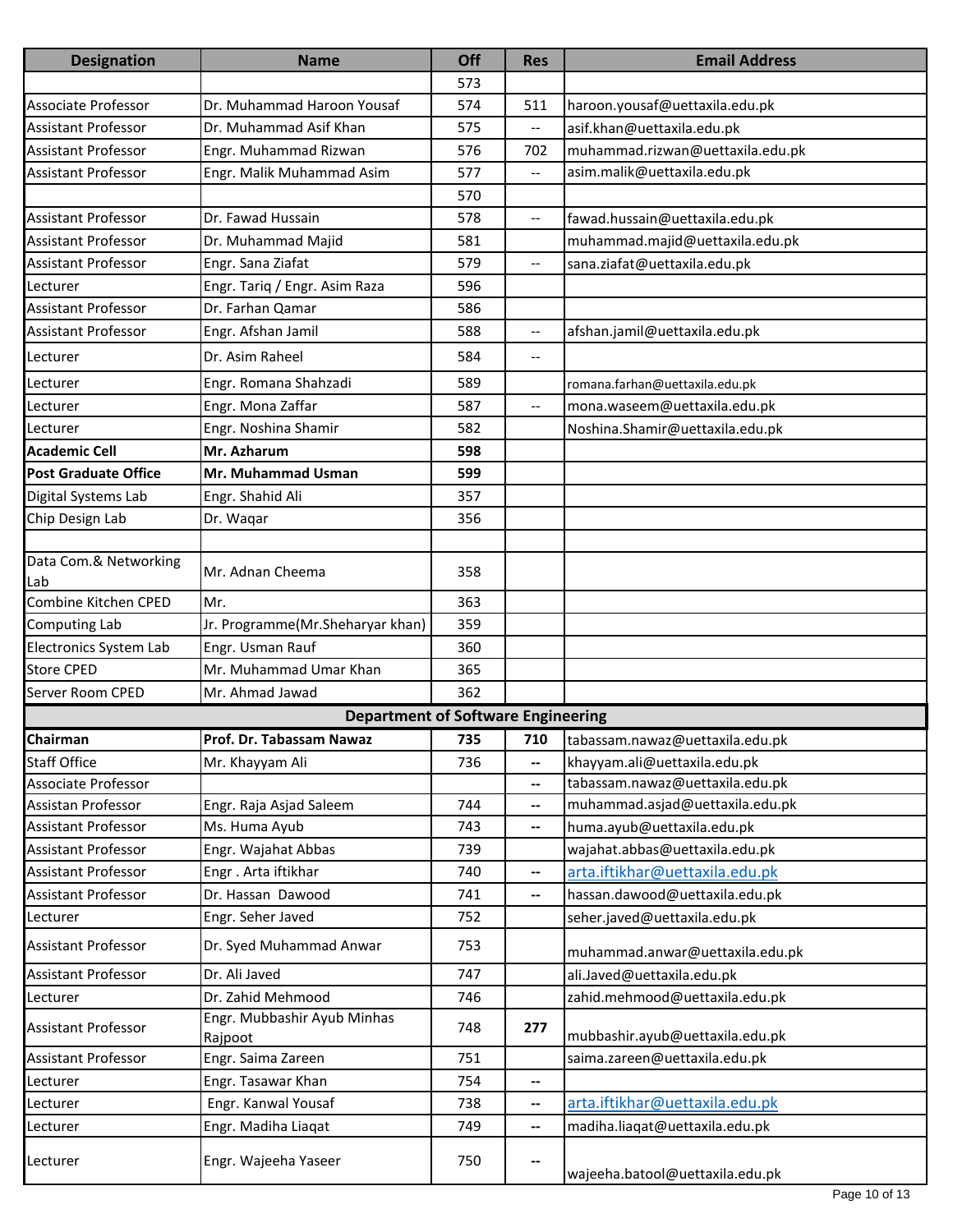| Designation | Name | Off | Res | Email Address |
|---|---|---|---|---|
| | | 573 | | |
| Associate Professor | Dr. Muhammad Haroon Yousaf | 574 | 511 | haroon.yousaf@uettaxila.edu.pk |
| Assistant Professor | Dr. Muhammad Asif Khan | 575 | -- | asif.khan@uettaxila.edu.pk |
| Assistant Professor | Engr. Muhammad Rizwan | 576 | 702 | muhammad.rizwan@uettaxila.edu.pk |
| Assistant Professor | Engr. Malik Muhammad Asim | 577 | -- | asim.malik@uettaxila.edu.pk |
| | | 570 | | |
| Assistant Professor | Dr. Fawad Hussain | 578 | -- | fawad.hussain@uettaxila.edu.pk |
| Assistant Professor | Dr. Muhammad Majid | 581 | | muhammad.majid@uettaxila.edu.pk |
| Assistant Professor | Engr. Sana Ziafat | 579 | -- | sana.ziafat@uettaxila.edu.pk |
| Lecturer | Engr. Tariq / Engr. Asim Raza | 596 | | |
| Assistant Professor | Dr. Farhan Qamar | 586 | | |
| Assistant Professor | Engr. Afshan Jamil | 588 | -- | afshan.jamil@uettaxila.edu.pk |
| Lecturer | Dr. Asim Raheel | 584 | -- | |
| Lecturer | Engr. Romana Shahzadi | 589 | | romana.farhan@uettaxila.edu.pk |
| Lecturer | Engr. Mona Zaffar | 587 | -- | mona.waseem@uettaxila.edu.pk |
| Lecturer | Engr. Noshina Shamir | 582 | | Noshina.Shamir@uettaxila.edu.pk |
| **Academic Cell** | **Mr. Azharum** | **598** | | |
| **Post Graduate Office** | **Mr. Muhammad Usman** | **599** | | |
| Digital Systems Lab | Engr. Shahid Ali | 357 | | |
| Chip Design Lab | Dr. Waqar | 356 | | |
| | | | | |
| Data Com.& Networking Lab | Mr. Adnan Cheema | 358 | | |
| Combine Kitchen CPED | Mr. | 363 | | |
| Computing Lab | Jr. Programme(Mr.Sheharyar khan) | 359 | | |
| Electronics System Lab | Engr. Usman Rauf | 360 | | |
| Store CPED | Mr. Muhammad Umar Khan | 365 | | |
| Server Room CPED | Mr. Ahmad Jawad | 362 | | |
| **Department of Software Engineering** | | | | |
| **Chairman** | **Prof. Dr. Tabassam Nawaz** | **735** | **710** | tabassam.nawaz@uettaxila.edu.pk |
| Staff Office | Mr. Khayyam Ali | 736 | -- | khayyam.ali@uettaxila.edu.pk |
| Associate Professor | | | -- | tabassam.nawaz@uettaxila.edu.pk |
| Assistan Professor | Engr. Raja Asjad Saleem | 744 | -- | muhammad.asjad@uettaxila.edu.pk |
| Assistant Professor | Ms. Huma Ayub | 743 | -- | huma.ayub@uettaxila.edu.pk |
| Assistant Professor | Engr. Wajahat Abbas | 739 | | wajahat.abbas@uettaxila.edu.pk |
| Assistant Professor | Engr . Arta iftikhar | 740 | -- | arta.iftikhar@uettaxila.edu.pk |
| Assistant Professor | Dr. Hassan Dawood | 741 | -- | hassan.dawood@uettaxila.edu.pk |
| Lecturer | Engr. Seher Javed | 752 | | seher.javed@uettaxila.edu.pk |
| Assistant Professor | Dr. Syed Muhammad Anwar | 753 | | muhammad.anwar@uettaxila.edu.pk |
| Assistant Professor | Dr. Ali Javed | 747 | | ali.Javed@uettaxila.edu.pk |
| Lecturer | Dr. Zahid Mehmood | 746 | | zahid.mehmood@uettaxila.edu.pk |
| Assistant Professor | Engr. Mubbashir Ayub Minhas Rajpoot | 748 | **277** | mubbashir.ayub@uettaxila.edu.pk |
| Assistant Professor | Engr. Saima Zareen | 751 | | saima.zareen@uettaxila.edu.pk |
| Lecturer | Engr. Tasawar Khan | 754 | -- | |
| Lecturer | Engr. Kanwal Yousaf | 738 | -- | arta.iftikhar@uettaxila.edu.pk |
| Lecturer | Engr. Madiha Liaqat | 749 | -- | madiha.liaqat@uettaxila.edu.pk |
| Lecturer | Engr. Wajeeha Yaseer | 750 | -- | wajeeha.batool@uettaxila.edu.pk |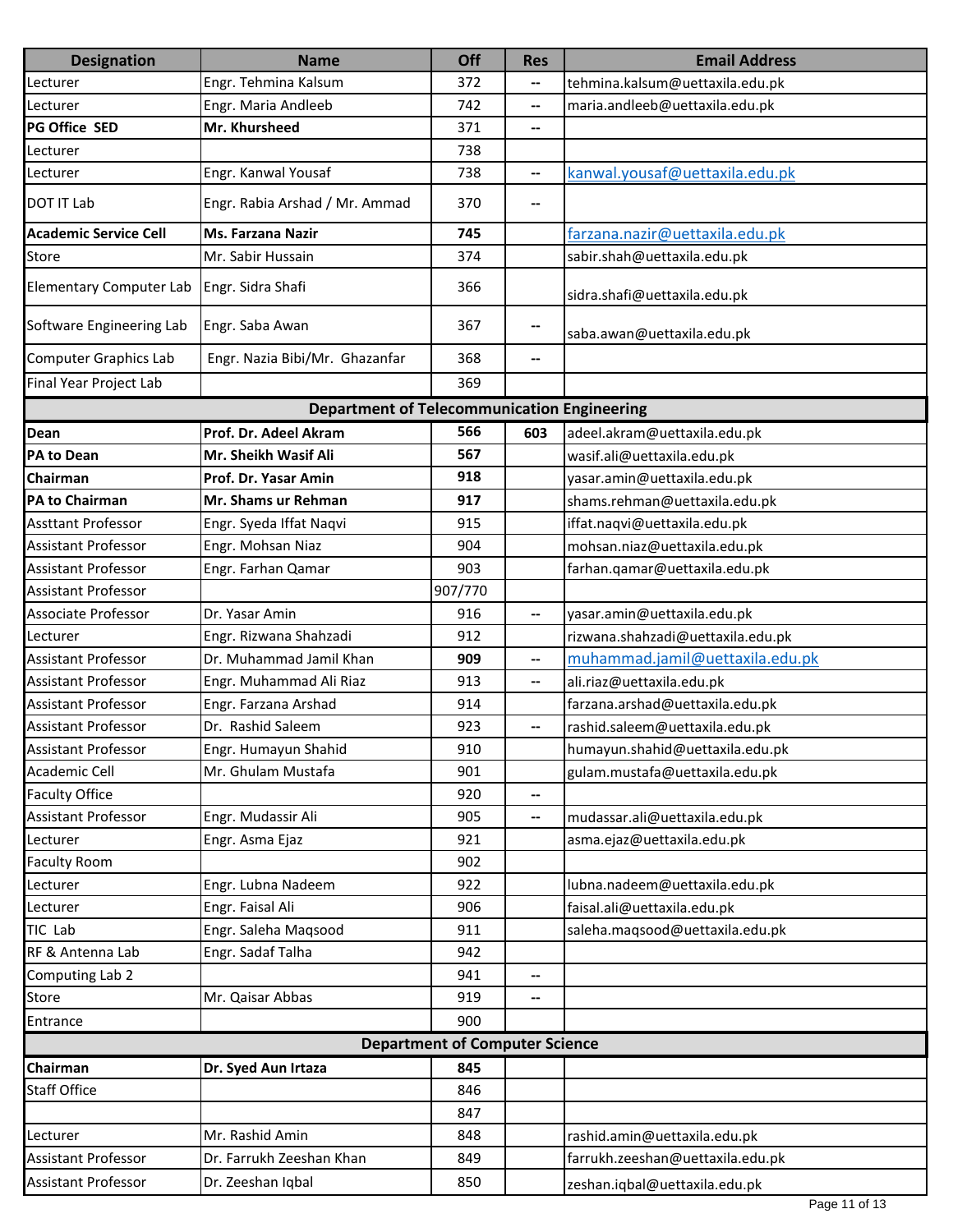| Designation | Name | Off | Res | Email Address |
|---|---|---|---|---|
| Lecturer | Engr. Tehmina Kalsum | 372 | -- | tehmina.kalsum@uettaxila.edu.pk |
| Lecturer | Engr. Maria Andleeb | 742 | -- | maria.andleeb@uettaxila.edu.pk |
| **PG Office SED** | **Mr. Khursheed** | 371 | -- | |
| Lecturer | | 738 | | |
| Lecturer | Engr. Kanwal Yousaf | 738 | -- | kanwal.yousaf@uettaxila.edu.pk |
| DOT IT Lab | Engr. Rabia Arshad / Mr. Ammad | 370 | -- | |
| **Academic Service Cell** | **Ms. Farzana Nazir** | **745** | | farzana.nazir@uettaxila.edu.pk |
| Store | Mr. Sabir Hussain | 374 | | sabir.shah@uettaxila.edu.pk |
| Elementary Computer Lab | Engr. Sidra Shafi | 366 | | sidra.shafi@uettaxila.edu.pk |
| Software Engineering Lab | Engr. Saba Awan | 367 | -- | saba.awan@uettaxila.edu.pk |
| Computer Graphics Lab | Engr. Nazia Bibi/Mr. Ghazanfar | 368 | -- | |
| Final Year Project Lab | | 369 | | |
| **Department of Telecommunication Engineering** | | | | |
| **Dean** | **Prof. Dr. Adeel Akram** | **566** | **603** | adeel.akram@uettaxila.edu.pk |
| **PA to Dean** | **Mr. Sheikh Wasif Ali** | **567** | | wasif.ali@uettaxila.edu.pk |
| **Chairman** | **Prof. Dr. Yasar Amin** | **918** | | yasar.amin@uettaxila.edu.pk |
| **PA to Chairman** | **Mr. Shams ur Rehman** | **917** | | shams.rehman@uettaxila.edu.pk |
| Assttant Professor | Engr. Syeda Iffat Naqvi | 915 | | iffat.naqvi@uettaxila.edu.pk |
| Assistant Professor | Engr. Mohsan Niaz | 904 | | mohsan.niaz@uettaxila.edu.pk |
| Assistant Professor | Engr. Farhan Qamar | 903 | | farhan.qamar@uettaxila.edu.pk |
| Assistant Professor | | 907/770 | | |
| Associate Professor | Dr. Yasar Amin | 916 | -- | yasar.amin@uettaxila.edu.pk |
| Lecturer | Engr. Rizwana Shahzadi | 912 | | rizwana.shahzadi@uettaxila.edu.pk |
| Assistant Professor | Dr. Muhammad Jamil Khan | **909** | -- | muhammad.jamil@uettaxila.edu.pk |
| Assistant Professor | Engr. Muhammad Ali Riaz | 913 | -- | ali.riaz@uettaxila.edu.pk |
| Assistant Professor | Engr. Farzana Arshad | 914 | | farzana.arshad@uettaxila.edu.pk |
| Assistant Professor | Dr. Rashid Saleem | 923 | -- | rashid.saleem@uettaxila.edu.pk |
| Assistant Professor | Engr. Humayun Shahid | 910 | | humayun.shahid@uettaxila.edu.pk |
| Academic Cell | Mr. Ghulam Mustafa | 901 | | gulam.mustafa@uettaxila.edu.pk |
| Faculty Office | | 920 | -- | |
| Assistant Professor | Engr. Mudassir Ali | 905 | -- | mudassar.ali@uettaxila.edu.pk |
| Lecturer | Engr. Asma Ejaz | 921 | | asma.ejaz@uettaxila.edu.pk |
| Faculty Room | | 902 | | |
| Lecturer | Engr. Lubna Nadeem | 922 | | lubna.nadeem@uettaxila.edu.pk |
| Lecturer | Engr. Faisal Ali | 906 | | faisal.ali@uettaxila.edu.pk |
| TIC Lab | Engr. Saleha Maqsood | 911 | | saleha.maqsood@uettaxila.edu.pk |
| RF & Antenna Lab | Engr. Sadaf Talha | 942 | | |
| Computing Lab 2 | | 941 | -- | |
| Store | Mr. Qaisar Abbas | 919 | -- | |
| Entrance | | 900 | | |
| **Department of Computer Science** | | | | |
| **Chairman** | **Dr. Syed Aun Irtaza** | **845** | | |
| Staff Office | | 846 | | |
| | | 847 | | |
| Lecturer | Mr. Rashid Amin | 848 | | rashid.amin@uettaxila.edu.pk |
| Assistant Professor | Dr. Farrukh Zeeshan Khan | 849 | | farrukh.zeeshan@uettaxila.edu.pk |
| Assistant Professor | Dr. Zeeshan Iqbal | 850 | | zeshan.iqbal@uettaxila.edu.pk |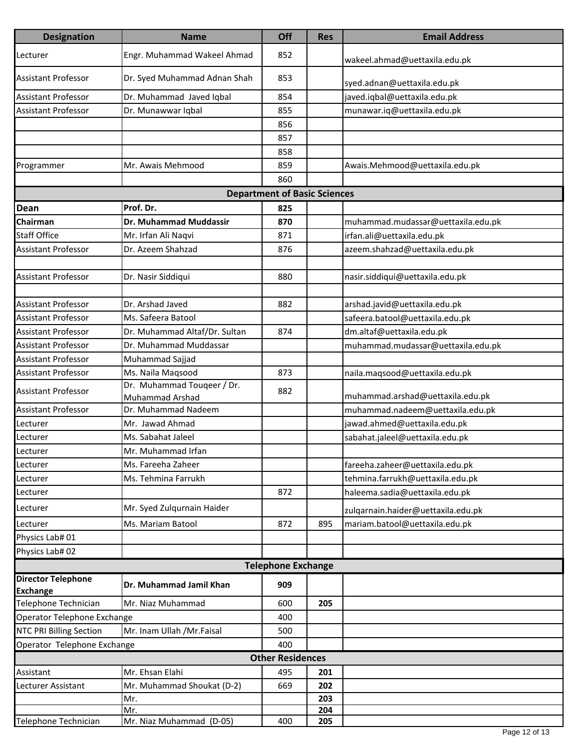| Designation | Name | Off | Res | Email Address |
|---|---|---|---|---|
| Lecturer | Engr. Muhammad Wakeel Ahmad | 852 | | wakeel.ahmad@uettaxila.edu.pk |
| Assistant Professor | Dr. Syed Muhammad Adnan Shah | 853 | | syed.adnan@uettaxila.edu.pk |
| Assistant Professor | Dr. Muhammad Javed Iqbal | 854 | | javed.iqbal@uettaxila.edu.pk |
| Assistant Professor | Dr. Munawwar Iqbal | 855 | | munawar.iq@uettaxila.edu.pk |
| | | 856 | | |
| | | 857 | | |
| | | 858 | | |
| Programmer | Mr. Awais Mehmood | 859 | | Awais.Mehmood@uettaxila.edu.pk |
| | | 860 | | |
| **Department of Basic Sciences** | | | | |
| **Dean** | **Prof. Dr.** | **825** | | |
| **Chairman** | **Dr. Muhammad Muddassir** | **870** | | muhammad.mudassar@uettaxila.edu.pk |
| Staff Office | Mr. Irfan Ali Naqvi | 871 | | irfan.ali@uettaxila.edu.pk |
| Assistant Professor | Dr. Azeem Shahzad | 876 | | azeem.shahzad@uettaxila.edu.pk |
| | | | | |
| Assistant Professor | Dr. Nasir Siddiqui | 880 | | nasir.siddiqui@uettaxila.edu.pk |
| | | | | |
| Assistant Professor | Dr. Arshad Javed | 882 | | arshad.javid@uettaxila.edu.pk |
| Assistant Professor | Ms. Safeera Batool | | | safeera.batool@uettaxila.edu.pk |
| Assistant Professor | Dr. Muhammad Altaf/Dr. Sultan | 874 | | dm.altaf@uettaxila.edu.pk |
| Assistant Professor | Dr. Muhammad Muddassar | | | muhammad.mudassar@uettaxila.edu.pk |
| Assistant Professor | Muhammad Sajjad | | | |
| Assistant Professor | Ms. Naila Maqsood | 873 | | naila.maqsood@uettaxila.edu.pk |
| Assistant Professor | Dr. Muhammad Touqeer / Dr. Muhammad Arshad | 882 | | muhammad.arshad@uettaxila.edu.pk |
| Assistant Professor | Dr. Muhammad Nadeem | | | muhammad.nadeem@uettaxila.edu.pk |
| Lecturer | Mr. Jawad Ahmad | | | jawad.ahmed@uettaxila.edu.pk |
| Lecturer | Ms. Sabahat Jaleel | | | sabahat.jaleel@uettaxila.edu.pk |
| Lecturer | Mr. Muhammad Irfan | | | |
| Lecturer | Ms. Fareeha Zaheer | | | fareeha.zaheer@uettaxila.edu.pk |
| Lecturer | Ms. Tehmina Farrukh | | | tehmina.farrukh@uettaxila.edu.pk |
| Lecturer | | 872 | | haleema.sadia@uettaxila.edu.pk |
| Lecturer | Mr. Syed Zulqurnain Haider | | | zulqarnain.haider@uettaxila.edu.pk |
| Lecturer | Ms. Mariam Batool | 872 | 895 | mariam.batool@uettaxila.edu.pk |
| Physics Lab# 01 | | | | |
| Physics Lab# 02 | | | | |
| **Telephone Exchange** | | | | |
| **Director Telephone Exchange** | **Dr. Muhammad Jamil Khan** | **909** | | |
| Telephone Technician | Mr. Niaz Muhammad | 600 | **205** | |
| Operator Telephone Exchange | | 400 | | |
| NTC PRI Billing Section | Mr. Inam Ullah /Mr.Faisal | 500 | | |
| Operator Telephone Exchange | | 400 | | |
| **Other Residences** | | | | |
| Assistant | Mr. Ehsan Elahi | 495 | **201** | |
| Lecturer Assistant | Mr. Muhammad Shoukat (D-2) | 669 | **202** | |
| | Mr. | | **203** | |
| | Mr. | | **204** | |
| Telephone Technician | Mr. Niaz Muhammad (D-05) | 400 | **205** | |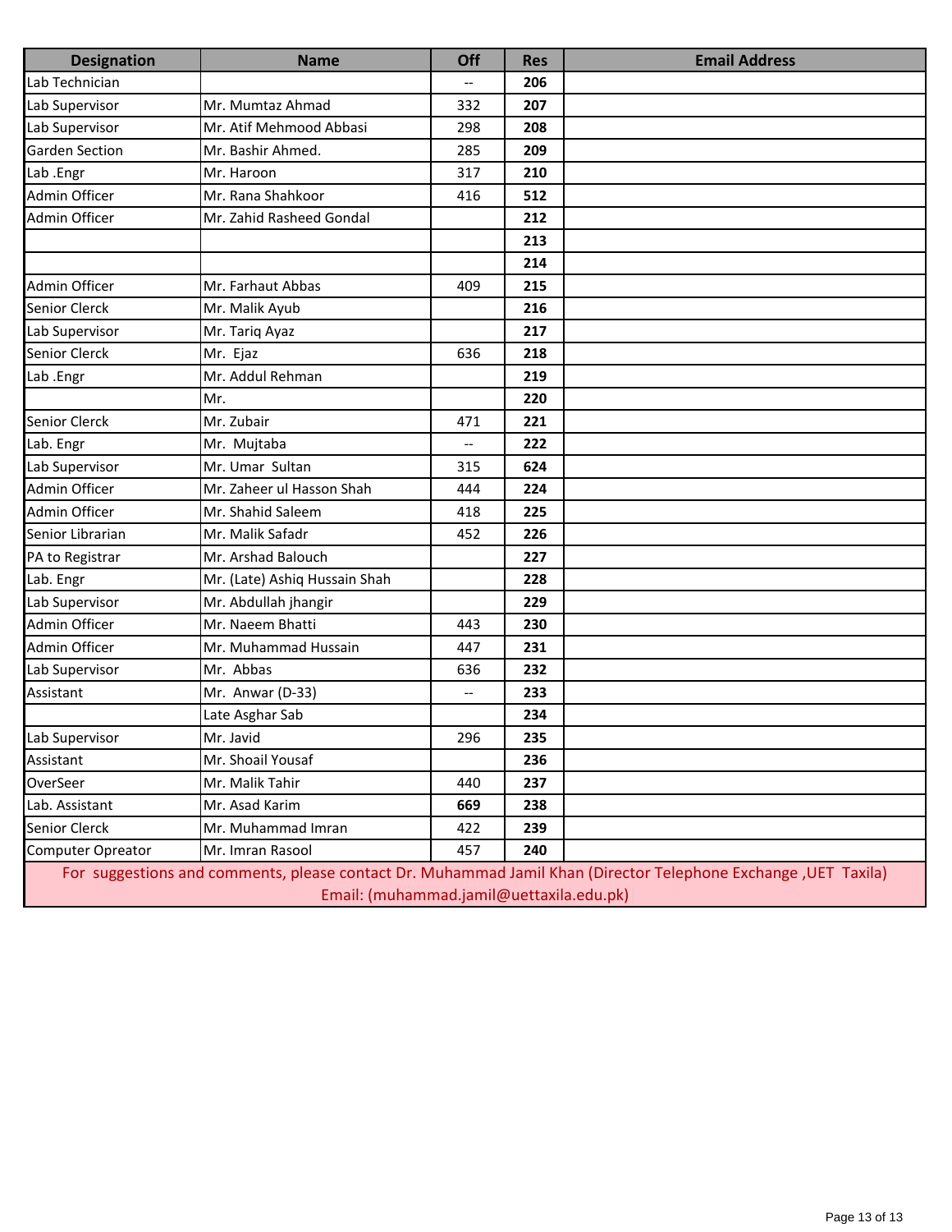| Designation | Name | Off | Res | Email Address |
|---|---|---|---|---|
| Lab Technician | | -- | **206** | |
| Lab Supervisor | Mr. Mumtaz Ahmad | 332 | **207** | |
| Lab Supervisor | Mr. Atif Mehmood Abbasi | 298 | **208** | |
| Garden Section | Mr. Bashir Ahmed. | 285 | **209** | |
| Lab .Engr | Mr. Haroon | 317 | **210** | |
| Admin Officer | Mr. Rana Shahkoor | 416 | **512** | |
| Admin Officer | Mr. Zahid Rasheed Gondal | | **212** | |
| | | | **213** | |
| | | | **214** | |
| Admin Officer | Mr. Farhaut Abbas | 409 | **215** | |
| Senior Clerck | Mr. Malik Ayub | | **216** | |
| Lab Supervisor | Mr. Tariq Ayaz | | **217** | |
| Senior Clerck | Mr. Ejaz | 636 | **218** | |
| Lab .Engr | Mr. Addul Rehman | | **219** | |
| | Mr. | | **220** | |
| Senior Clerck | Mr. Zubair | 471 | **221** | |
| Lab. Engr | Mr. Mujtaba | -- | **222** | |
| Lab Supervisor | Mr. Umar Sultan | 315 | **624** | |
| Admin Officer | Mr. Zaheer ul Hasson Shah | 444 | **224** | |
| Admin Officer | Mr. Shahid Saleem | 418 | **225** | |
| Senior Librarian | Mr. Malik Safadr | 452 | **226** | |
| PA to Registrar | Mr. Arshad Balouch | | **227** | |
| Lab. Engr | Mr. (Late) Ashiq Hussain Shah | | **228** | |
| Lab Supervisor | Mr. Abdullah jhangir | | **229** | |
| Admin Officer | Mr. Naeem Bhatti | 443 | **230** | |
| Admin Officer | Mr. Muhammad Hussain | 447 | **231** | |
| Lab Supervisor | Mr. Abbas | 636 | **232** | |
| Assistant | Mr. Anwar (D-33) | -- | **233** | |
| | Late Asghar Sab | | **234** | |
| Lab Supervisor | Mr. Javid | 296 | **235** | |
| Assistant | Mr. Shoail Yousaf | | **236** | |
| OverSeer | Mr. Malik Tahir | 440 | **237** | |
| Lab. Assistant | Mr. Asad Karim | **669** | **238** | |
| Senior Clerck | Mr. Muhammad Imran | 422 | **239** | |
| Computer Opreator | Mr. Imran Rasool | 457 | **240** | |

For suggestions and comments, please contact Dr. Muhammad Jamil Khan (Director Telephone Exchange ,UET Taxila)
Email: (muhammad.jamil@uettaxila.edu.pk)